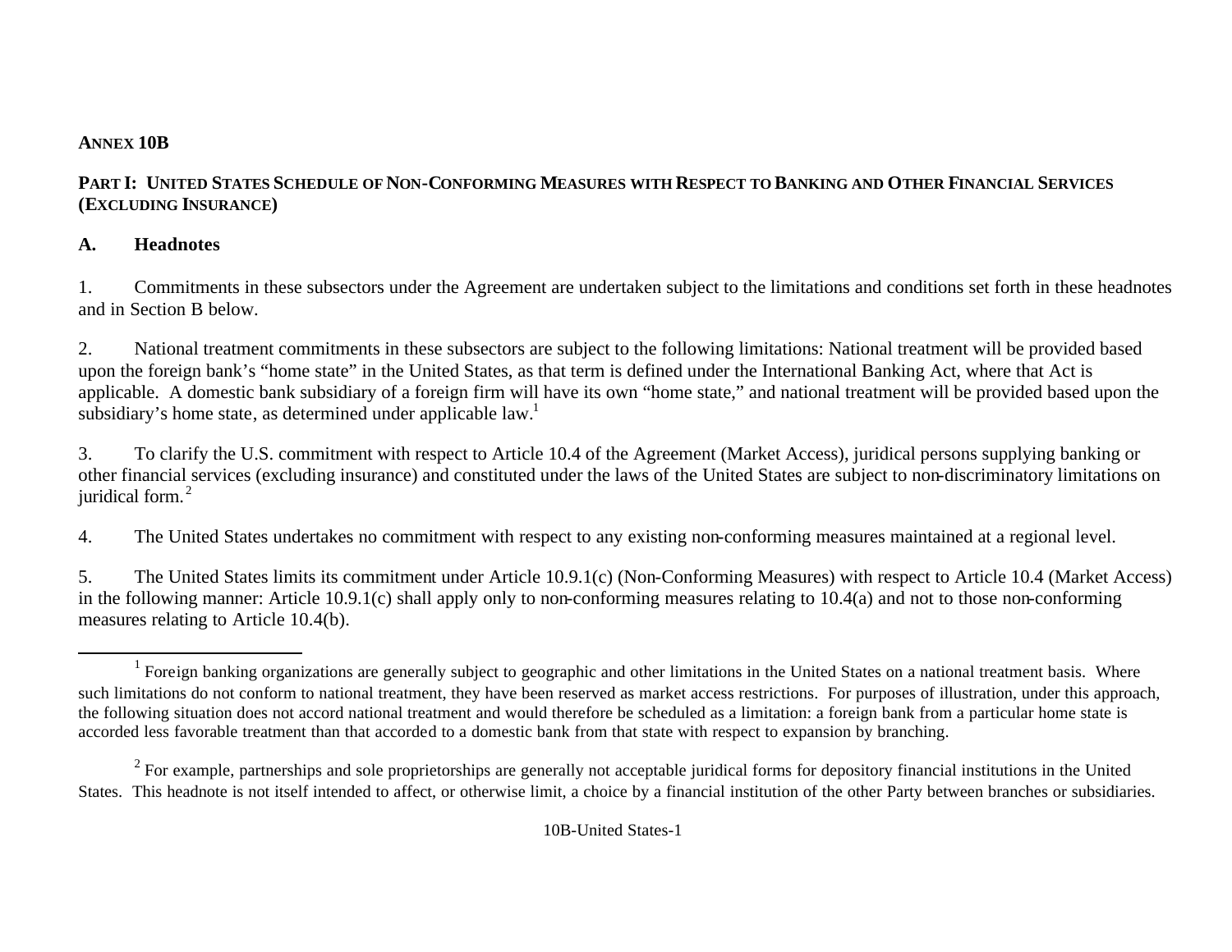**ANNEX 10B**

**PART I: UNITED STATES SCHEDULE OF NON-CONFORMING MEASURES WITH RESPECT TO BANKING AND OTHER FINANCIAL SERVICES (EXCLUDING INSURANCE)**

## A. Headnotes

1. Commitments in these subsectors under the Agreement are undertaken subject to the limitations and conditions set forth in these headnotes and in Section B below.

2. National treatment commitments in these subsectors are subject to the following limitations: National treatment will be provided based upon the foreign bank's "home state" in the United States, as that term is defined under the International Banking Act, where that Act is applicable. A domestic bank subsidiary of a foreign firm will have its own "home state," and national treatment will be provided based upon the subsidiary's home state, as determined under applicable law.[1]

3. To clarify the U.S. commitment with respect to Article 10.4 of the Agreement (Market Access), juridical persons supplying banking or other financial services (excluding insurance) and constituted under the laws of the United States are subject to non-discriminatory limitations on juridical form.[2]

4. The United States undertakes no commitment with respect to any existing non-conforming measures maintained at a regional level.

5. The United States limits its commitment under Article 10.9.1(c) (Non-Conforming Measures) with respect to Article 10.4 (Market Access) in the following manner: Article 10.9.1(c) shall apply only to non-conforming measures relating to 10.4(a) and not to those non-conforming measures relating to Article 10.4(b).

---

[1] Foreign banking organizations are generally subject to geographic and other limitations in the United States on a national treatment basis. Where such limitations do not conform to national treatment, they have been reserved as market access restrictions. For purposes of illustration, under this approach, the following situation does not accord national treatment and would therefore be scheduled as a limitation: a foreign bank from a particular home state is accorded less favorable treatment than that accorded to a domestic bank from that state with respect to expansion by branching.

[2] For example, partnerships and sole proprietorships are generally not acceptable juridical forms for depository financial institutions in the United States. This headnote is not itself intended to affect, or otherwise limit, a choice by a financial institution of the other Party between branches or subsidiaries.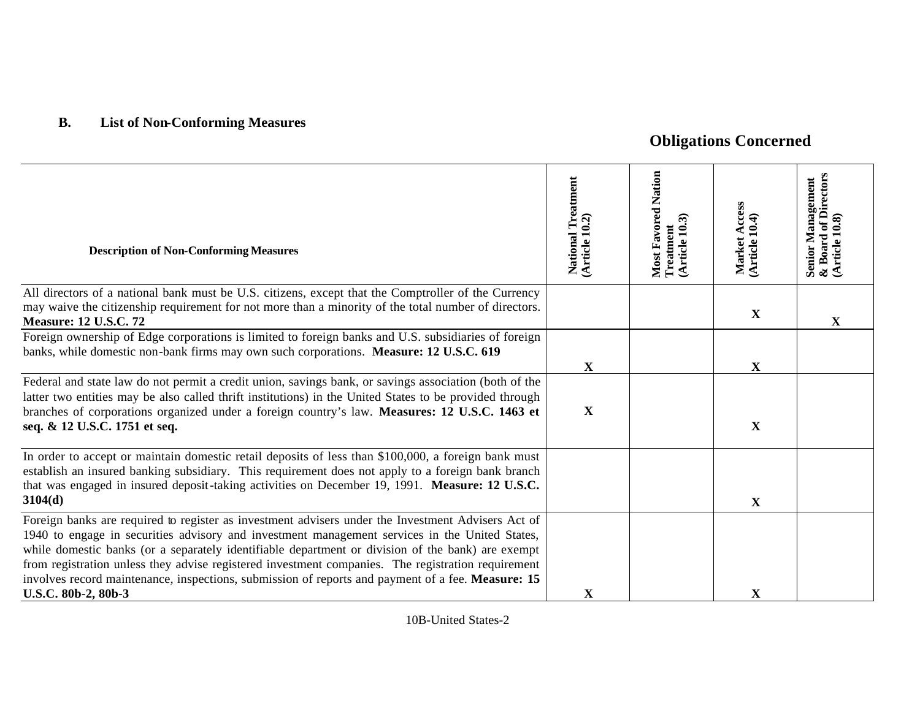## B. List of Non-Conforming Measures

**Obligations Concerned**

| Description of Non-Conforming Measures | National Treatment (Article 10.2) | Most Favored Nation Treatment (Article 10.3) | Market Access (Article 10.4) | Senior Management & Board of Directors (Article 10.8) |
|---|---|---|---|---|
| All directors of a national bank must be U.S. citizens, except that the Comptroller of the Currency may waive the citizenship requirement for not more than a minority of the total number of directors. **Measure: 12 U.S.C. 72** | | | X | X |
| Foreign ownership of Edge corporations is limited to foreign banks and U.S. subsidiaries of foreign banks, while domestic non-bank firms may own such corporations. **Measure: 12 U.S.C. 619** | X | | X | |
| Federal and state law do not permit a credit union, savings bank, or savings association (both of the latter two entities may be also called thrift institutions) in the United States to be provided through branches of corporations organized under a foreign country's law. **Measures: 12 U.S.C. 1463 et seq. & 12 U.S.C. 1751 et seq.** | X | | X | |
| In order to accept or maintain domestic retail deposits of less than $100,000, a foreign bank must establish an insured banking subsidiary. This requirement does not apply to a foreign bank branch that was engaged in insured deposit-taking activities on December 19, 1991. **Measure: 12 U.S.C. 3104(d)** | | | X | |
| Foreign banks are required to register as investment advisers under the Investment Advisers Act of 1940 to engage in securities advisory and investment management services in the United States, while domestic banks (or a separately identifiable department or division of the bank) are exempt from registration unless they advise registered investment companies. The registration requirement involves record maintenance, inspections, submission of reports and payment of a fee. **Measure: 15 U.S.C. 80b-2, 80b-3** | X | | X | |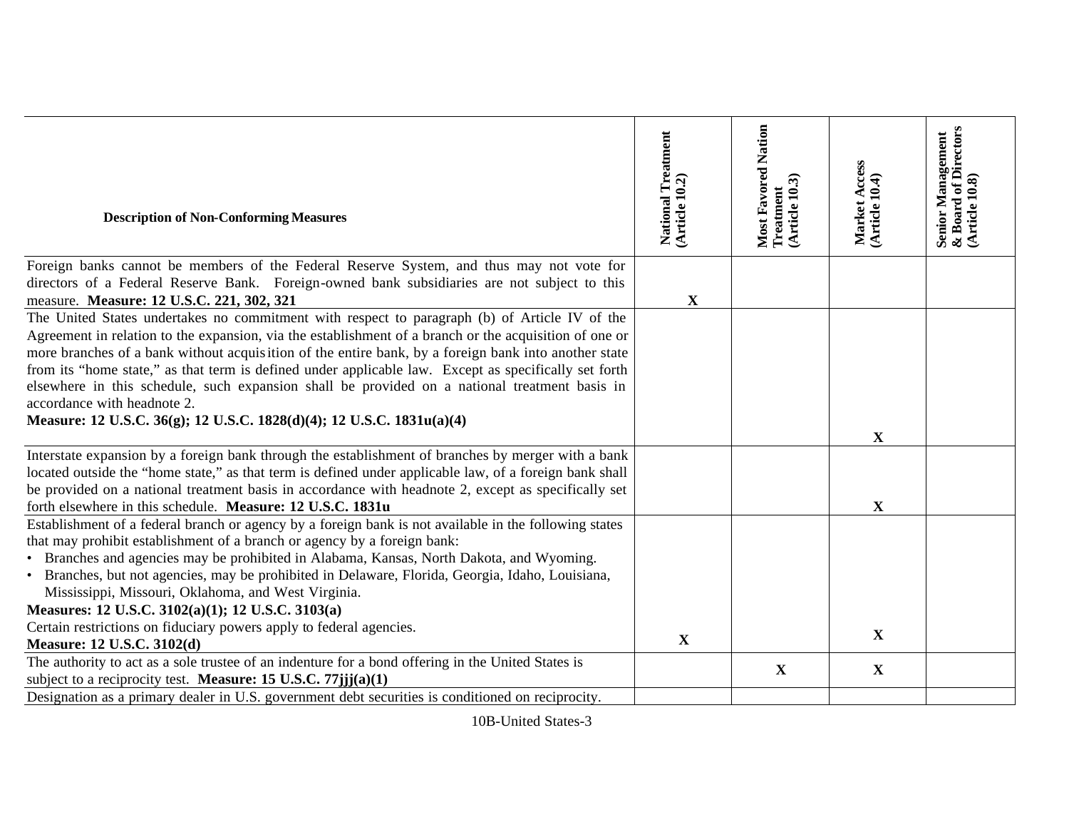| Description of Non-Conforming Measures | National Treatment (Article 10.2) | Most Favored Nation Treatment (Article 10.3) | Market Access (Article 10.4) | Senior Management & Board of Directors (Article 10.8) |
|---|---|---|---|---|
| Foreign banks cannot be members of the Federal Reserve System, and thus may not vote for directors of a Federal Reserve Bank. Foreign-owned bank subsidiaries are not subject to this measure. **Measure: 12 U.S.C. 221, 302, 321** | X | | | |
| The United States undertakes no commitment with respect to paragraph (b) of Article IV of the Agreement in relation to the expansion, via the establishment of a branch or the acquisition of one or more branches of a bank without acquisition of the entire bank, by a foreign bank into another state from its "home state," as that term is defined under applicable law. Except as specifically set forth elsewhere in this schedule, such expansion shall be provided on a national treatment basis in accordance with headnote 2. **Measure: 12 U.S.C. 36(g); 12 U.S.C. 1828(d)(4); 12 U.S.C. 1831u(a)(4)** | | | X | |
| Interstate expansion by a foreign bank through the establishment of branches by merger with a bank located outside the "home state," as that term is defined under applicable law, of a foreign bank shall be provided on a national treatment basis in accordance with headnote 2, except as specifically set forth elsewhere in this schedule. **Measure: 12 U.S.C. 1831u** | | | X | |
| Establishment of a federal branch or agency by a foreign bank is not available in the following states that may prohibit establishment of a branch or agency by a foreign bank:<br>• Branches and agencies may be prohibited in Alabama, Kansas, North Dakota, and Wyoming.<br>• Branches, but not agencies, may be prohibited in Delaware, Florida, Georgia, Idaho, Louisiana, Mississippi, Missouri, Oklahoma, and West Virginia.<br>**Measures: 12 U.S.C. 3102(a)(1); 12 U.S.C. 3103(a)**<br>Certain restrictions on fiduciary powers apply to federal agencies.<br>**Measure: 12 U.S.C. 3102(d)** | X | | X | |
| The authority to act as a sole trustee of an indenture for a bond offering in the United States is subject to a reciprocity test. **Measure: 15 U.S.C. 77jjj(a)(1)** | | X | X | |
| Designation as a primary dealer in U.S. government debt securities is conditioned on reciprocity. | | | | |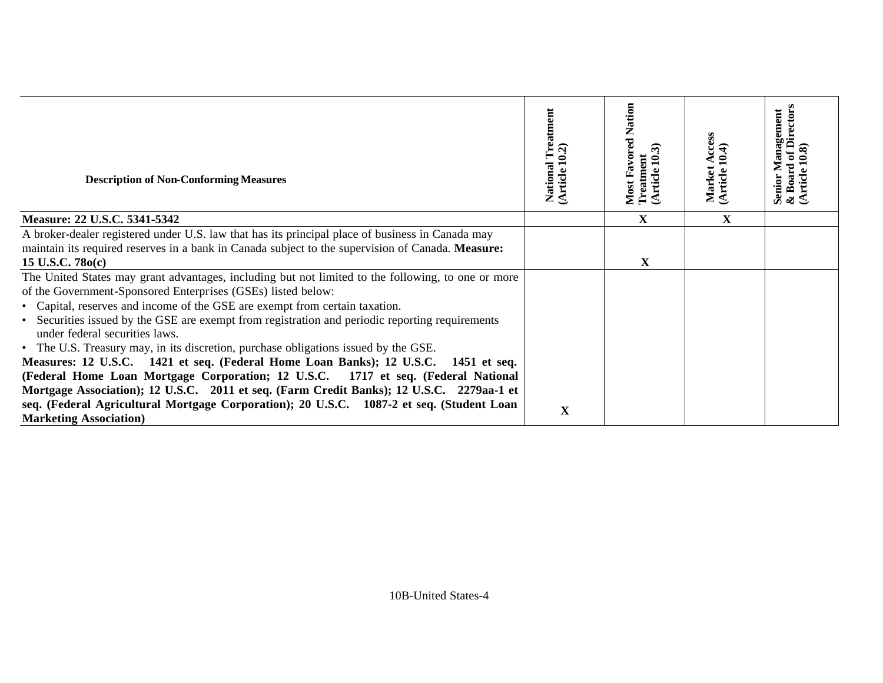| Description of Non-Conforming Measures | National Treatment (Article 10.2) | Most Favored Nation Treatment (Article 10.3) | Market Access (Article 10.4) | Senior Management & Board of Directors (Article 10.8) |
|---|---|---|---|---|
| **Measure: 22 U.S.C. 5341-5342** | | X | X | |
| A broker-dealer registered under U.S. law that has its principal place of business in Canada may maintain its required reserves in a bank in Canada subject to the supervision of Canada. **Measure: 15 U.S.C. 78o(c)** | | X | | |
| The United States may grant advantages, including but not limited to the following, to one or more of the Government-Sponsored Enterprises (GSEs) listed below:<br>• Capital, reserves and income of the GSE are exempt from certain taxation.<br>• Securities issued by the GSE are exempt from registration and periodic reporting requirements under federal securities laws.<br>• The U.S. Treasury may, in its discretion, purchase obligations issued by the GSE.<br>**Measures: 12 U.S.C. 1421 et seq. (Federal Home Loan Banks); 12 U.S.C. 1451 et seq. (Federal Home Loan Mortgage Corporation; 12 U.S.C. 1717 et seq. (Federal National Mortgage Association); 12 U.S.C. 2011 et seq. (Farm Credit Banks); 12 U.S.C. 2279aa-1 et seq. (Federal Agricultural Mortgage Corporation); 20 U.S.C. 1087-2 et seq. (Student Loan Marketing Association)** | X | | | |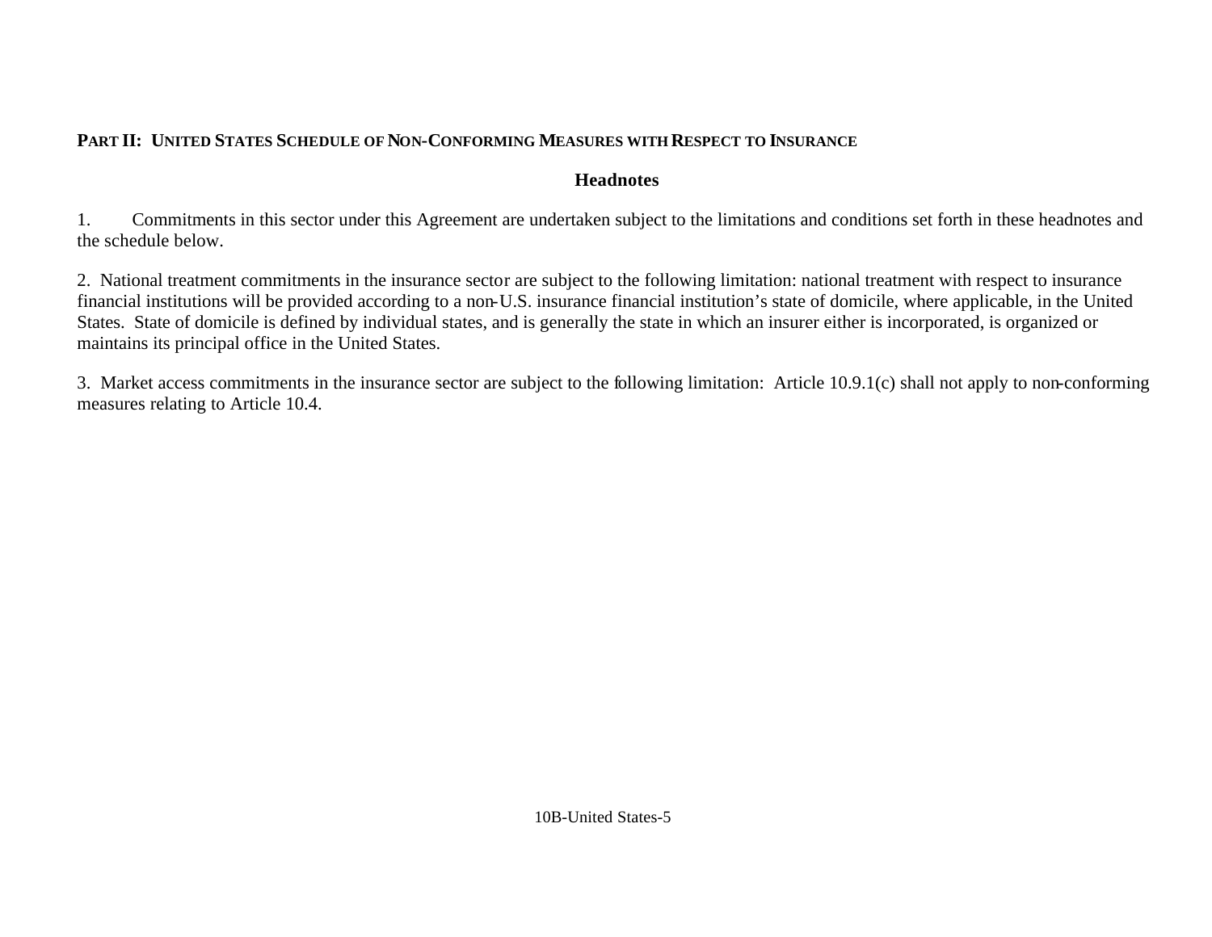## PART II: UNITED STATES SCHEDULE OF NON-CONFORMING MEASURES WITH RESPECT TO INSURANCE

### Headnotes

1. Commitments in this sector under this Agreement are undertaken subject to the limitations and conditions set forth in these headnotes and the schedule below.

2. National treatment commitments in the insurance sector are subject to the following limitation: national treatment with respect to insurance financial institutions will be provided according to a non-U.S. insurance financial institution's state of domicile, where applicable, in the United States. State of domicile is defined by individual states, and is generally the state in which an insurer either is incorporated, is organized or maintains its principal office in the United States.

3. Market access commitments in the insurance sector are subject to the following limitation: Article 10.9.1(c) shall not apply to non-conforming measures relating to Article 10.4.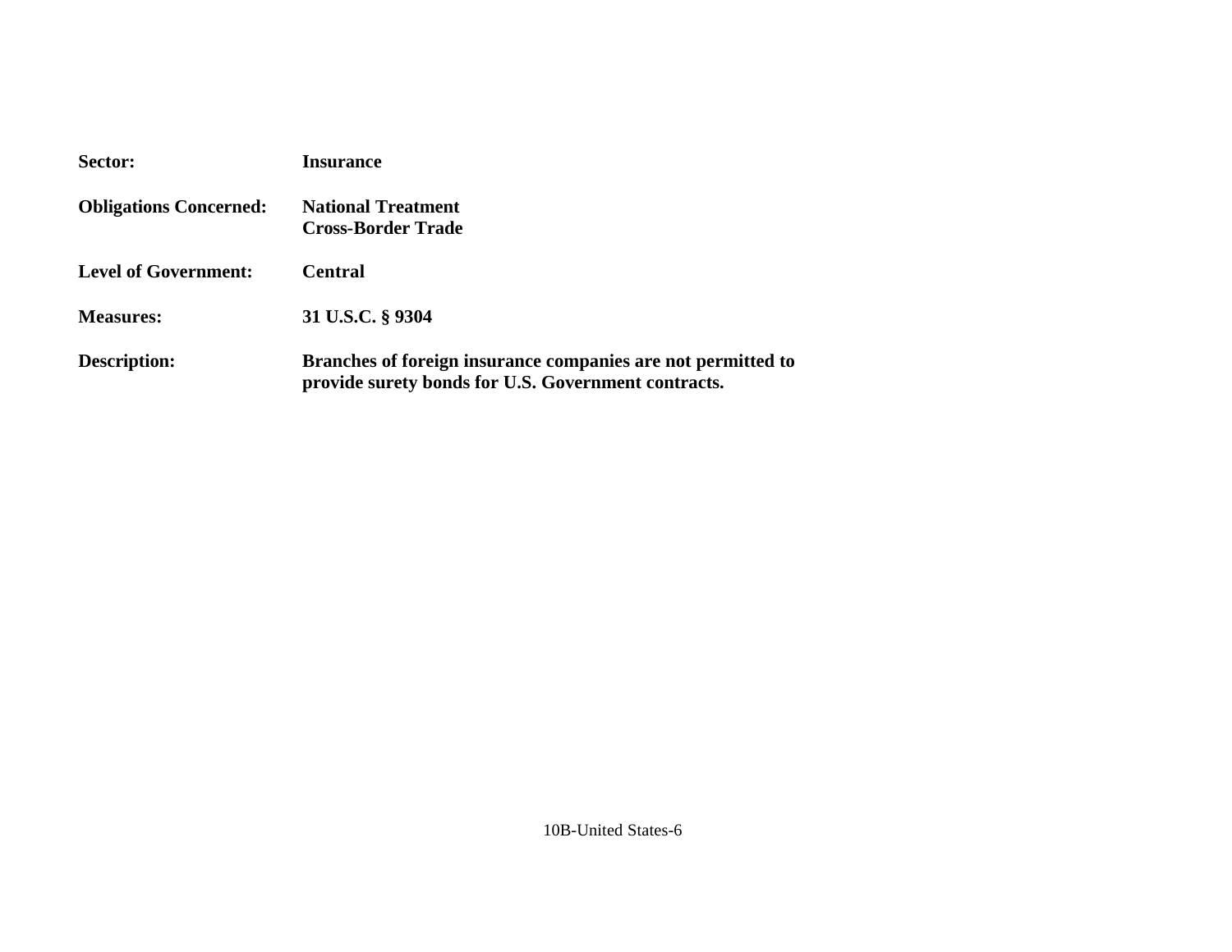**Sector:** **Insurance**

**Obligations Concerned:** **National Treatment**
**Cross-Border Trade**

**Level of Government:** **Central**

**Measures:** **31 U.S.C. § 9304**

**Description:** **Branches of foreign insurance companies are not permitted to provide surety bonds for U.S. Government contracts.**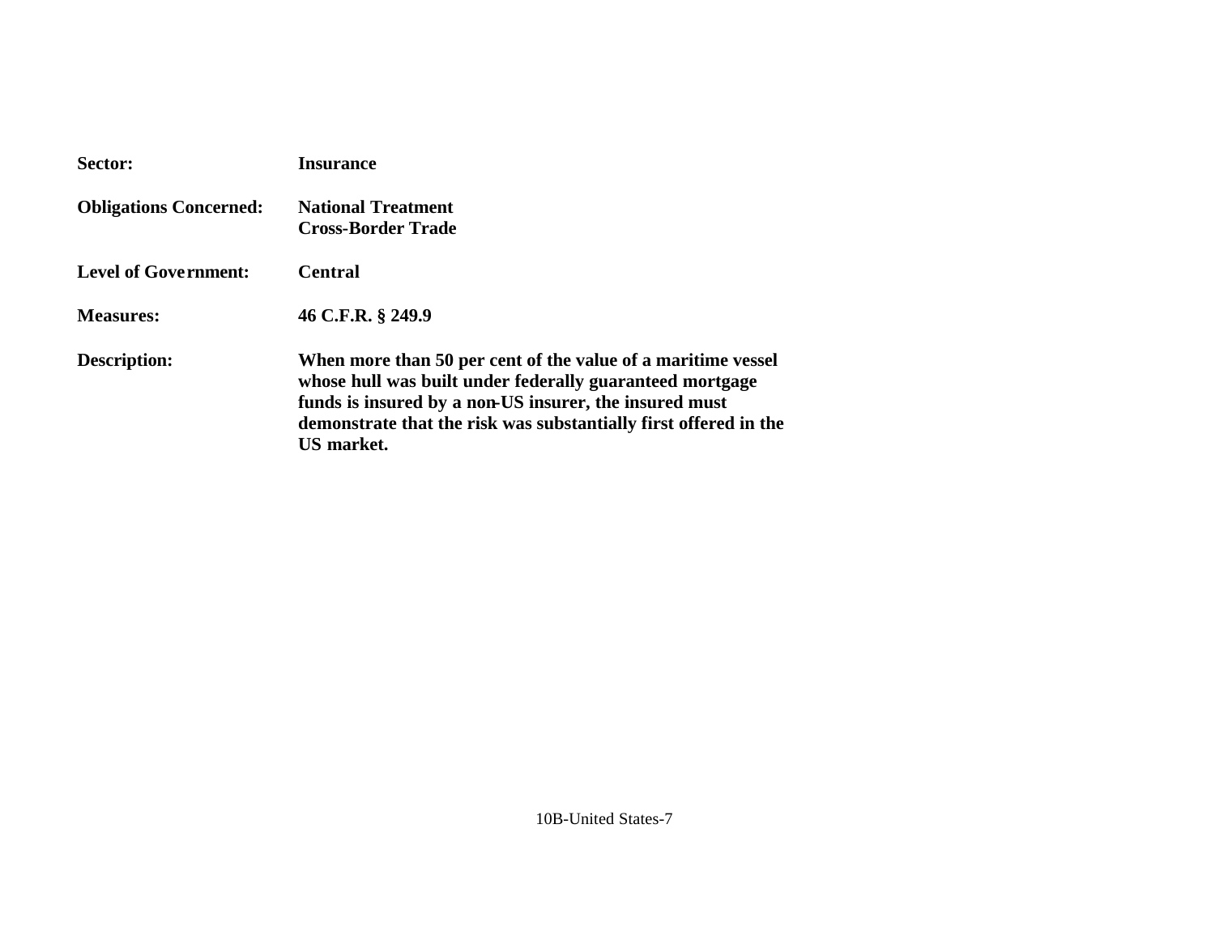| | |
|---|---|
| **Sector:** | **Insurance** |
| **Obligations Concerned:** | **National Treatment**<br>**Cross-Border Trade** |
| **Level of Government:** | **Central** |
| **Measures:** | **46 C.F.R. § 249.9** |
| **Description:** | **When more than 50 per cent of the value of a maritime vessel whose hull was built under federally guaranteed mortgage funds is insured by a non-US insurer, the insured must demonstrate that the risk was substantially first offered in the US market.** |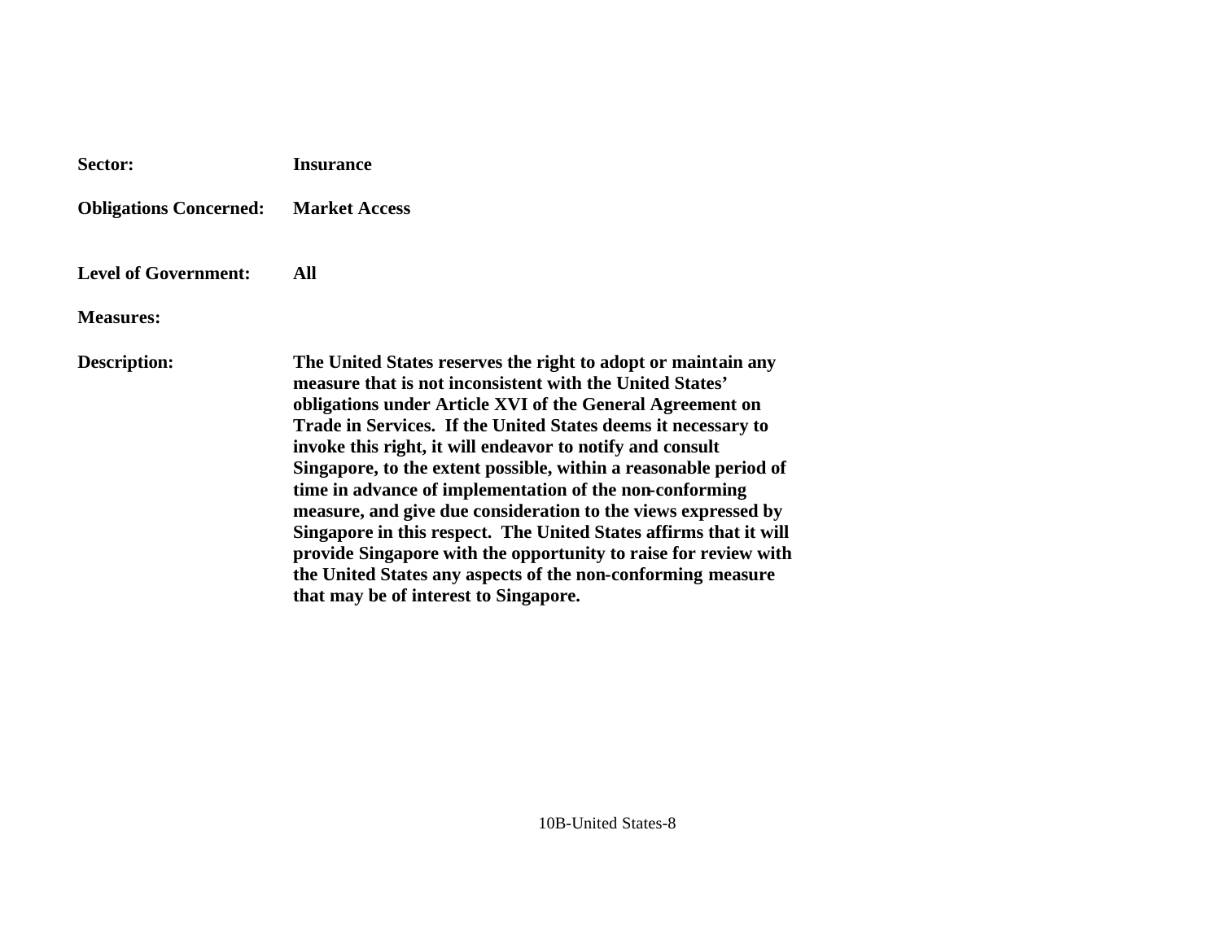**Sector:** **Insurance**

**Obligations Concerned:** **Market Access**

**Level of Government:** **All**

**Measures:**

**Description:** **The United States reserves the right to adopt or maintain any measure that is not inconsistent with the United States' obligations under Article XVI of the General Agreement on Trade in Services. If the United States deems it necessary to invoke this right, it will endeavor to notify and consult Singapore, to the extent possible, within a reasonable period of time in advance of implementation of the non-conforming measure, and give due consideration to the views expressed by Singapore in this respect. The United States affirms that it will provide Singapore with the opportunity to raise for review with the United States any aspects of the non-conforming measure that may be of interest to Singapore.**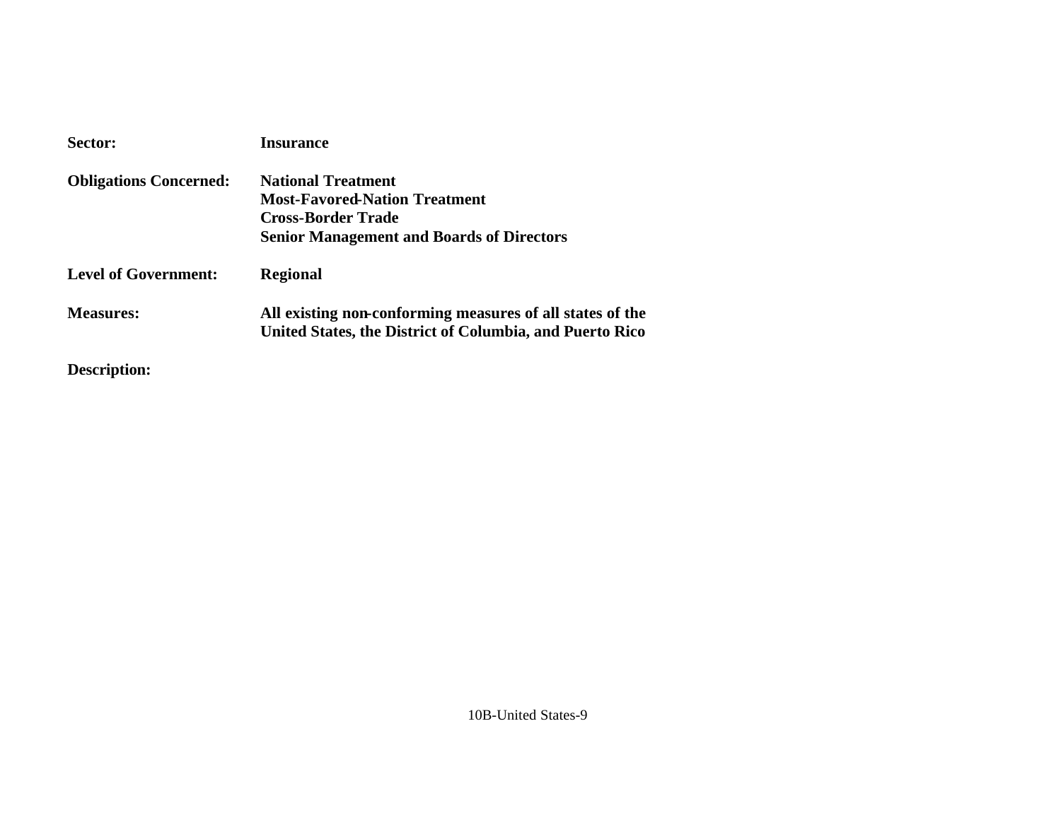**Sector:** **Insurance**

**Obligations Concerned:** **National Treatment**
**Most-Favored-Nation Treatment**
**Cross-Border Trade**
**Senior Management and Boards of Directors**

**Level of Government:** **Regional**

**Measures:** **All existing non-conforming measures of all states of the United States, the District of Columbia, and Puerto Rico**

**Description:**